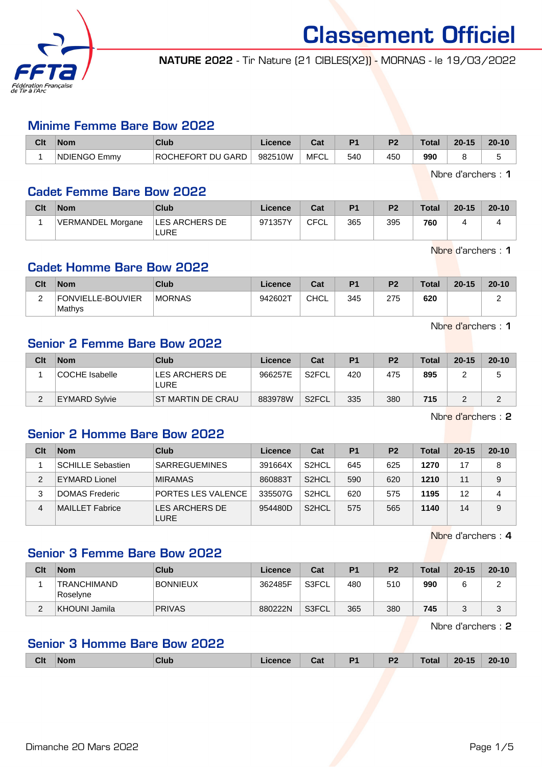# Classement Officiel

**NATURE 2022** - Tir Nature (21 CIBLES(X2)) - MORNAS - le 19/03/2022

## Minime Femme Bare Bow 2022

| Clt | Nom | Club | Licence | Cat | P1 | P2 | Total | 20-15 | 20-10 |
|---|---|---|---|---|---|---|---|---|---|
| 1 | NDIENGO Emmy | ROCHEFORT DU GARD | 982510W | MFCL | 540 | 450 | **990** | 8 | 5 |

Nbre d'archers : **1**

## Cadet Femme Bare Bow 2022

| Clt | Nom | Club | Licence | Cat | P1 | P2 | Total | 20-15 | 20-10 |
|---|---|---|---|---|---|---|---|---|---|
| 1 | VERMANDEL Morgane | LES ARCHERS DE LURE | 971357Y | CFCL | 365 | 395 | **760** | 4 | 4 |

Nbre d'archers : **1**

## Cadet Homme Bare Bow 2022

| Clt | Nom | Club | Licence | Cat | P1 | P2 | Total | 20-15 | 20-10 |
|---|---|---|---|---|---|---|---|---|---|
| 2 | FONVIELLE-BOUVIER Mathys | MORNAS | 942602T | CHCL | 345 | 275 | **620** | | 2 |

Nbre d'archers : **1**

## Senior 2 Femme Bare Bow 2022

| Clt | Nom | Club | Licence | Cat | P1 | P2 | Total | 20-15 | 20-10 |
|---|---|---|---|---|---|---|---|---|---|
| 1 | COCHE Isabelle | LES ARCHERS DE LURE | 966257E | S2FCL | 420 | 475 | **895** | 2 | 5 |
| 2 | EYMARD Sylvie | ST MARTIN DE CRAU | 883978W | S2FCL | 335 | 380 | **715** | 2 | 2 |

Nbre d'archers : **2**

## Senior 2 Homme Bare Bow 2022

| Clt | Nom | Club | Licence | Cat | P1 | P2 | Total | 20-15 | 20-10 |
|---|---|---|---|---|---|---|---|---|---|
| 1 | SCHILLE Sebastien | SARREGUEMINES | 391664X | S2HCL | 645 | 625 | **1270** | 17 | 8 |
| 2 | EYMARD Lionel | MIRAMAS | 860883T | S2HCL | 590 | 620 | **1210** | 11 | 9 |
| 3 | DOMAS Frederic | PORTES LES VALENCE | 335507G | S2HCL | 620 | 575 | **1195** | 12 | 4 |
| 4 | MAILLET Fabrice | LES ARCHERS DE LURE | 954480D | S2HCL | 575 | 565 | **1140** | 14 | 9 |

Nbre d'archers : **4**

## Senior 3 Femme Bare Bow 2022

| Clt | Nom | Club | Licence | Cat | P1 | P2 | Total | 20-15 | 20-10 |
|---|---|---|---|---|---|---|---|---|---|
| 1 | TRANCHIMAND Roselyne | BONNIEUX | 362485F | S3FCL | 480 | 510 | **990** | 6 | 2 |
| 2 | KHOUNI Jamila | PRIVAS | 880222N | S3FCL | 365 | 380 | **745** | 3 | 3 |

Nbre d'archers : **2**

## Senior 3 Homme Bare Bow 2022

| Clt | Nom | Club | Licence | Cat | P1 | P2 | Total | 20-15 | 20-10 |
|---|---|---|---|---|---|---|---|---|---|

Dimanche 20 Mars 2022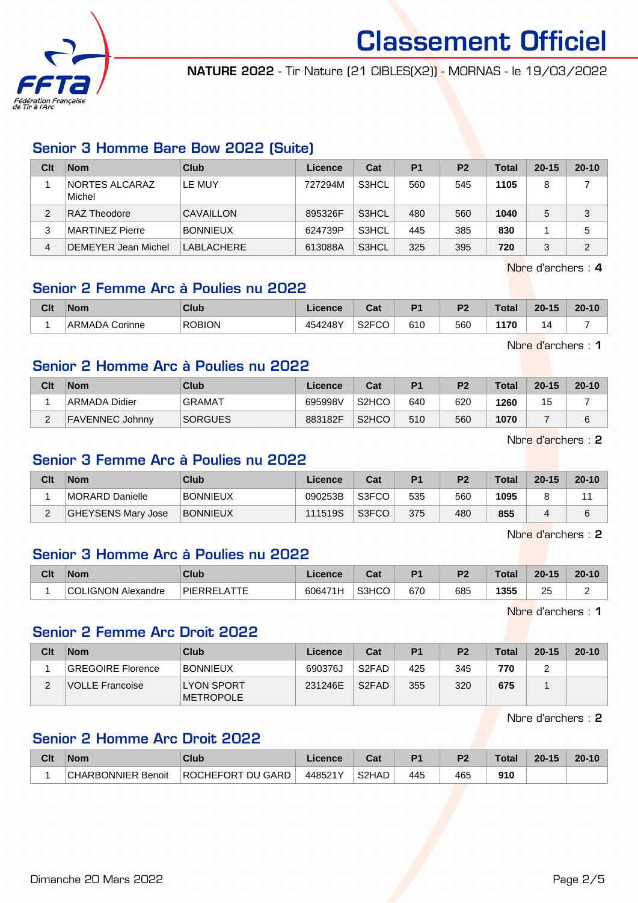# Classement Officiel

**NATURE 2022** - Tir Nature (21 CIBLES(X2)) - MORNAS - le 19/03/2022

## Senior 3 Homme Bare Bow 2022 (Suite)

| Clt | Nom | Club | Licence | Cat | P1 | P2 | Total | 20-15 | 20-10 |
|---|---|---|---|---|---|---|---|---|---|
| 1 | NORTES ALCARAZ Michel | LE MUY | 727294M | S3HCL | 560 | 545 | **1105** | 8 | 7 |
| 2 | RAZ Theodore | CAVAILLON | 895326F | S3HCL | 480 | 560 | **1040** | 5 | 3 |
| 3 | MARTINEZ Pierre | BONNIEUX | 624739P | S3HCL | 445 | 385 | **830** | 1 | 5 |
| 4 | DEMEYER Jean Michel | LABLACHERE | 613088A | S3HCL | 325 | 395 | **720** | 3 | 2 |

Nbre d'archers : **4**

## Senior 2 Femme Arc à Poulies nu 2022

| Clt | Nom | Club | Licence | Cat | P1 | P2 | Total | 20-15 | 20-10 |
|---|---|---|---|---|---|---|---|---|---|
| 1 | ARMADA Corinne | ROBION | 454248Y | S2FCO | 610 | 560 | **1170** | 14 | 7 |

Nbre d'archers : **1**

## Senior 2 Homme Arc à Poulies nu 2022

| Clt | Nom | Club | Licence | Cat | P1 | P2 | Total | 20-15 | 20-10 |
|---|---|---|---|---|---|---|---|---|---|
| 1 | ARMADA Didier | GRAMAT | 695998V | S2HCO | 640 | 620 | **1260** | 15 | 7 |
| 2 | FAVENNEC Johnny | SORGUES | 883182F | S2HCO | 510 | 560 | **1070** | 7 | 6 |

Nbre d'archers : **2**

## Senior 3 Femme Arc à Poulies nu 2022

| Clt | Nom | Club | Licence | Cat | P1 | P2 | Total | 20-15 | 20-10 |
|---|---|---|---|---|---|---|---|---|---|
| 1 | MORARD Danielle | BONNIEUX | 090253B | S3FCO | 535 | 560 | **1095** | 8 | 11 |
| 2 | GHEYSENS Mary Jose | BONNIEUX | 111519S | S3FCO | 375 | 480 | **855** | 4 | 6 |

Nbre d'archers : **2**

## Senior 3 Homme Arc à Poulies nu 2022

| Clt | Nom | Club | Licence | Cat | P1 | P2 | Total | 20-15 | 20-10 |
|---|---|---|---|---|---|---|---|---|---|
| 1 | COLIGNON Alexandre | PIERRELATTE | 606471H | S3HCO | 670 | 685 | **1355** | 25 | 2 |

Nbre d'archers : **1**

## Senior 2 Femme Arc Droit 2022

| Clt | Nom | Club | Licence | Cat | P1 | P2 | Total | 20-15 | 20-10 |
|---|---|---|---|---|---|---|---|---|---|
| 1 | GREGOIRE Florence | BONNIEUX | 690376J | S2FAD | 425 | 345 | **770** | 2 | |
| 2 | VOLLE Francoise | LYON SPORT METROPOLE | 231246E | S2FAD | 355 | 320 | **675** | 1 | |

Nbre d'archers : **2**

## Senior 2 Homme Arc Droit 2022

| Clt | Nom | Club | Licence | Cat | P1 | P2 | Total | 20-15 | 20-10 |
|---|---|---|---|---|---|---|---|---|---|
| 1 | CHARBONNIER Benoit | ROCHEFORT DU GARD | 448521Y | S2HAD | 445 | 465 | **910** | | |

Dimanche 20 Mars 2022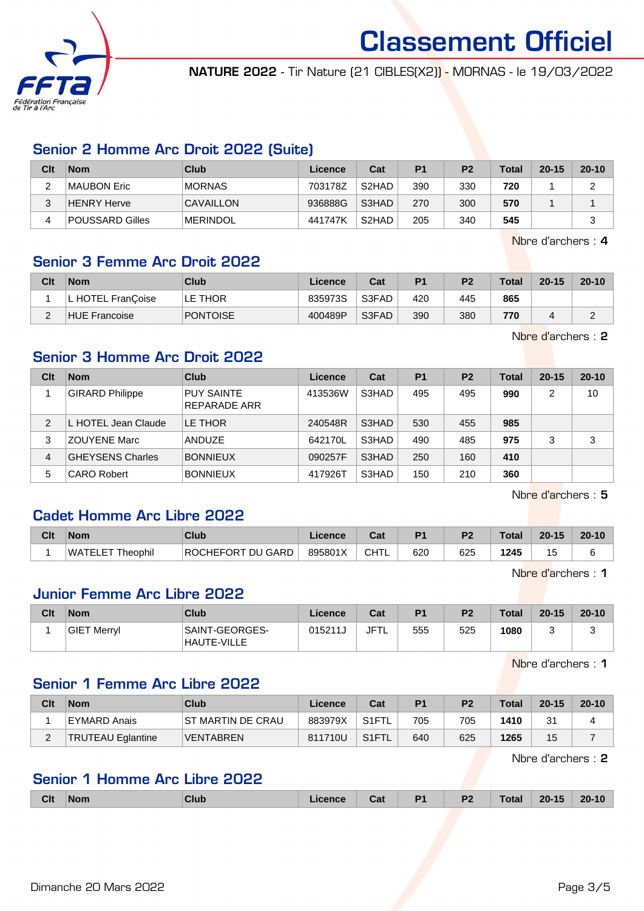# Classement Officiel

**NATURE 2022** - Tir Nature (21 CIBLES(X2)) - MORNAS - le 19/03/2022

## Senior 2 Homme Arc Droit 2022 (Suite)

| Clt | Nom | Club | Licence | Cat | P1 | P2 | Total | 20-15 | 20-10 |
|---|---|---|---|---|---|---|---|---|---|
| 2 | MAUBON Eric | MORNAS | 703178Z | S2HAD | 390 | 330 | **720** | 1 | 2 |
| 3 | HENRY Herve | CAVAILLON | 936888G | S3HAD | 270 | 300 | **570** | 1 | 1 |
| 4 | POUSSARD Gilles | MERINDOL | 441747K | S2HAD | 205 | 340 | **545** | | 3 |

Nbre d'archers : **4**

## Senior 3 Femme Arc Droit 2022

| Clt | Nom | Club | Licence | Cat | P1 | P2 | Total | 20-15 | 20-10 |
|---|---|---|---|---|---|---|---|---|---|
| 1 | L HOTEL FranÇoise | LE THOR | 835973S | S3FAD | 420 | 445 | **865** | | |
| 2 | HUE Francoise | PONTOISE | 400489P | S3FAD | 390 | 380 | **770** | 4 | 2 |

Nbre d'archers : **2**

## Senior 3 Homme Arc Droit 2022

| Clt | Nom | Club | Licence | Cat | P1 | P2 | Total | 20-15 | 20-10 |
|---|---|---|---|---|---|---|---|---|---|
| 1 | GIRARD Philippe | PUY SAINTE REPARADE ARR | 413536W | S3HAD | 495 | 495 | **990** | 2 | 10 |
| 2 | L HOTEL Jean Claude | LE THOR | 240548R | S3HAD | 530 | 455 | **985** | | |
| 3 | ZOUYENE Marc | ANDUZE | 642170L | S3HAD | 490 | 485 | **975** | 3 | 3 |
| 4 | GHEYSENS Charles | BONNIEUX | 090257F | S3HAD | 250 | 160 | **410** | | |
| 5 | CARO Robert | BONNIEUX | 417926T | S3HAD | 150 | 210 | **360** | | |

Nbre d'archers : **5**

## Cadet Homme Arc Libre 2022

| Clt | Nom | Club | Licence | Cat | P1 | P2 | Total | 20-15 | 20-10 |
|---|---|---|---|---|---|---|---|---|---|
| 1 | WATELET Theophil | ROCHEFORT DU GARD | 895801X | CHTL | 620 | 625 | **1245** | 15 | 6 |

Nbre d'archers : **1**

## Junior Femme Arc Libre 2022

| Clt | Nom | Club | Licence | Cat | P1 | P2 | Total | 20-15 | 20-10 |
|---|---|---|---|---|---|---|---|---|---|
| 1 | GIET Merryl | SAINT-GEORGES-HAUTE-VILLE | 015211J | JFTL | 555 | 525 | **1080** | 3 | 3 |

Nbre d'archers : **1**

## Senior 1 Femme Arc Libre 2022

| Clt | Nom | Club | Licence | Cat | P1 | P2 | Total | 20-15 | 20-10 |
|---|---|---|---|---|---|---|---|---|---|
| 1 | EYMARD Anais | ST MARTIN DE CRAU | 883979X | S1FTL | 705 | 705 | **1410** | 31 | 4 |
| 2 | TRUTEAU Eglantine | VENTABREN | 811710U | S1FTL | 640 | 625 | **1265** | 15 | 7 |

Nbre d'archers : **2**

## Senior 1 Homme Arc Libre 2022

| Clt | Nom | Club | Licence | Cat | P1 | P2 | Total | 20-15 | 20-10 |
|---|---|---|---|---|---|---|---|---|---|

Dimanche 20 Mars 2022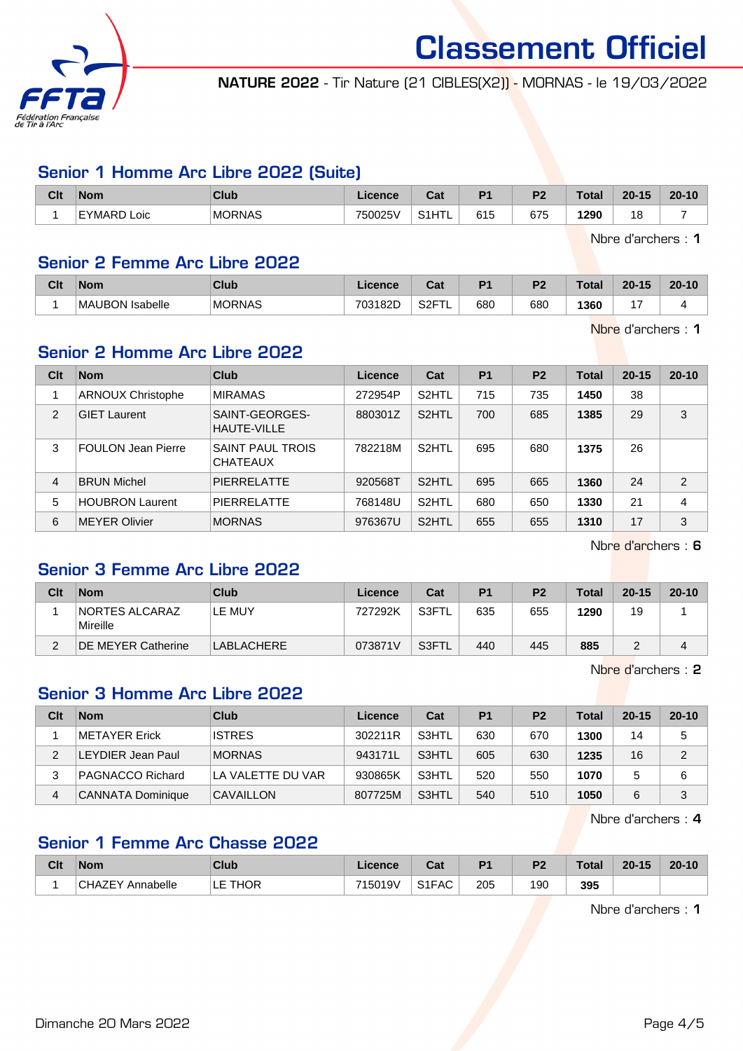# Classement Officiel

**NATURE 2022** - Tir Nature (21 CIBLES(X2)) - MORNAS - le 19/03/2022

## Senior 1 Homme Arc Libre 2022 (Suite)

| Clt | Nom | Club | Licence | Cat | P1 | P2 | Total | 20-15 | 20-10 |
|---|---|---|---|---|---|---|---|---|---|
| 1 | EYMARD Loic | MORNAS | 750025V | S1HTL | 615 | 675 | **1290** | 18 | 7 |

Nbre d'archers : **1**

## Senior 2 Femme Arc Libre 2022

| Clt | Nom | Club | Licence | Cat | P1 | P2 | Total | 20-15 | 20-10 |
|---|---|---|---|---|---|---|---|---|---|
| 1 | MAUBON Isabelle | MORNAS | 703182D | S2FTL | 680 | 680 | **1360** | 17 | 4 |

Nbre d'archers : **1**

## Senior 2 Homme Arc Libre 2022

| Clt | Nom | Club | Licence | Cat | P1 | P2 | Total | 20-15 | 20-10 |
|---|---|---|---|---|---|---|---|---|---|
| 1 | ARNOUX Christophe | MIRAMAS | 272954P | S2HTL | 715 | 735 | **1450** | 38 | |
| 2 | GIET Laurent | SAINT-GEORGES-HAUTE-VILLE | 880301Z | S2HTL | 700 | 685 | **1385** | 29 | 3 |
| 3 | FOULON Jean Pierre | SAINT PAUL TROIS CHATEAUX | 782218M | S2HTL | 695 | 680 | **1375** | 26 | |
| 4 | BRUN Michel | PIERRELATTE | 920568T | S2HTL | 695 | 665 | **1360** | 24 | 2 |
| 5 | HOUBRON Laurent | PIERRELATTE | 768148U | S2HTL | 680 | 650 | **1330** | 21 | 4 |
| 6 | MEYER Olivier | MORNAS | 976367U | S2HTL | 655 | 655 | **1310** | 17 | 3 |

Nbre d'archers : **6**

## Senior 3 Femme Arc Libre 2022

| Clt | Nom | Club | Licence | Cat | P1 | P2 | Total | 20-15 | 20-10 |
|---|---|---|---|---|---|---|---|---|---|
| 1 | NORTES ALCARAZ Mireille | LE MUY | 727292K | S3FTL | 635 | 655 | **1290** | 19 | 1 |
| 2 | DE MEYER Catherine | LABLACHERE | 073871V | S3FTL | 440 | 445 | **885** | 2 | 4 |

Nbre d'archers : **2**

## Senior 3 Homme Arc Libre 2022

| Clt | Nom | Club | Licence | Cat | P1 | P2 | Total | 20-15 | 20-10 |
|---|---|---|---|---|---|---|---|---|---|
| 1 | METAYER Erick | ISTRES | 302211R | S3HTL | 630 | 670 | **1300** | 14 | 5 |
| 2 | LEYDIER Jean Paul | MORNAS | 943171L | S3HTL | 605 | 630 | **1235** | 16 | 2 |
| 3 | PAGNACCO Richard | LA VALETTE DU VAR | 930865K | S3HTL | 520 | 550 | **1070** | 5 | 6 |
| 4 | CANNATA Dominique | CAVAILLON | 807725M | S3HTL | 540 | 510 | **1050** | 6 | 3 |

Nbre d'archers : **4**

## Senior 1 Femme Arc Chasse 2022

| Clt | Nom | Club | Licence | Cat | P1 | P2 | Total | 20-15 | 20-10 |
|---|---|---|---|---|---|---|---|---|---|
| 1 | CHAZEY Annabelle | LE THOR | 715019V | S1FAC | 205 | 190 | **395** | | |

Nbre d'archers : **1**

Dimanche 20 Mars 2022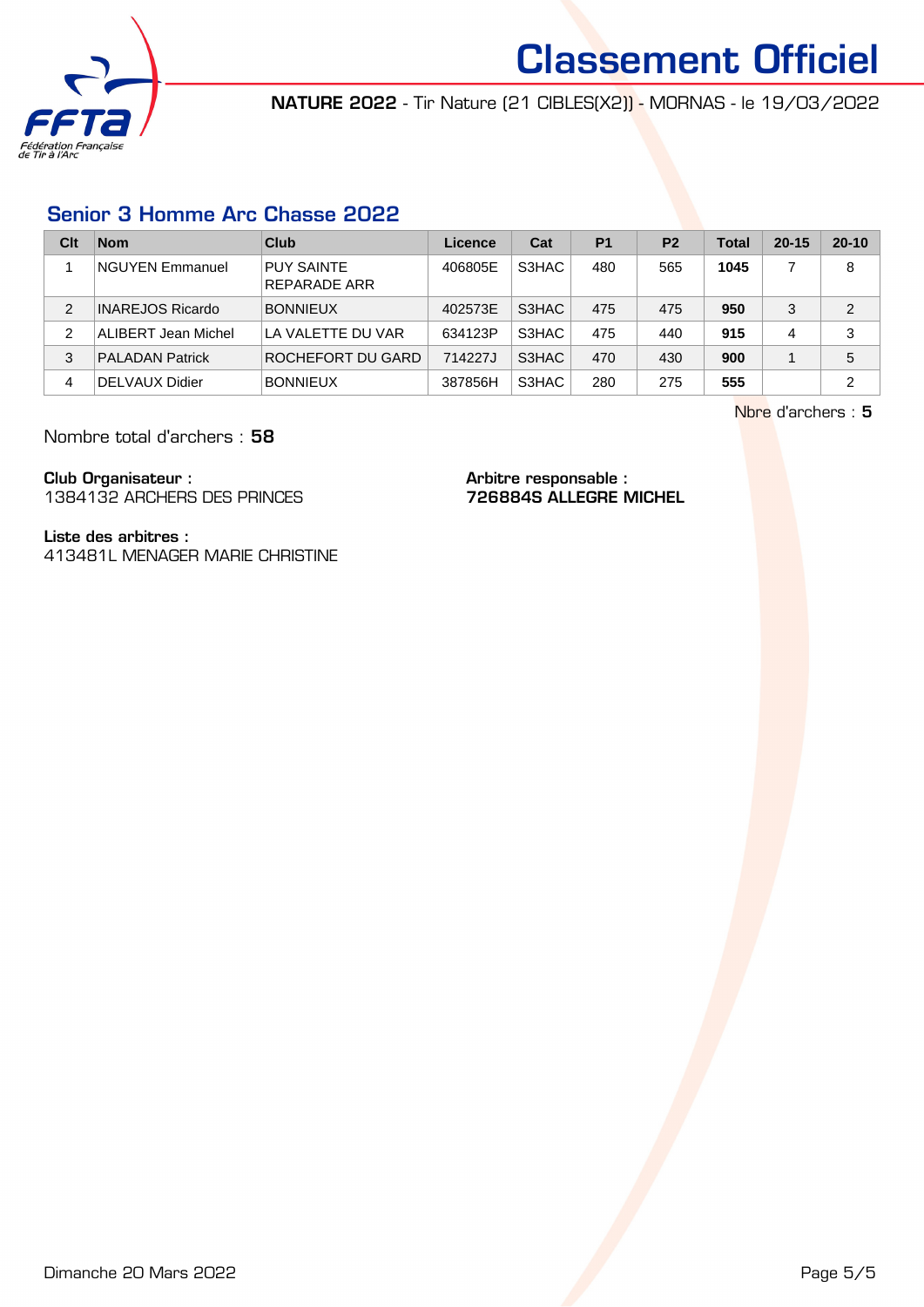# Classement Officiel

**NATURE 2022** - Tir Nature (21 CIBLES(X2)) - MORNAS - le 19/03/2022

## Senior 3 Homme Arc Chasse 2022

| Clt | Nom | Club | Licence | Cat | P1 | P2 | Total | 20-15 | 20-10 |
|---|---|---|---|---|---|---|---|---|---|
| 1 | NGUYEN Emmanuel | PUY SAINTE REPARADE ARR | 406805E | S3HAC | 480 | 565 | **1045** | 7 | 8 |
| 2 | INAREJOS Ricardo | BONNIEUX | 402573E | S3HAC | 475 | 475 | **950** | 3 | 2 |
| 2 | ALIBERT Jean Michel | LA VALETTE DU VAR | 634123P | S3HAC | 475 | 440 | **915** | 4 | 3 |
| 3 | PALADAN Patrick | ROCHEFORT DU GARD | 714227J | S3HAC | 470 | 430 | **900** | 1 | 5 |
| 4 | DELVAUX Didier | BONNIEUX | 387856H | S3HAC | 280 | 275 | **555** | | 2 |

Nbre d'archers : **5**

Nombre total d'archers : **58**

**Club Organisateur :**
1384132 ARCHERS DES PRINCES

**Arbitre responsable :**
**726884S ALLEGRE MICHEL**

**Liste des arbitres :**
413481L MENAGER MARIE CHRISTINE

Dimanche 20 Mars 2022